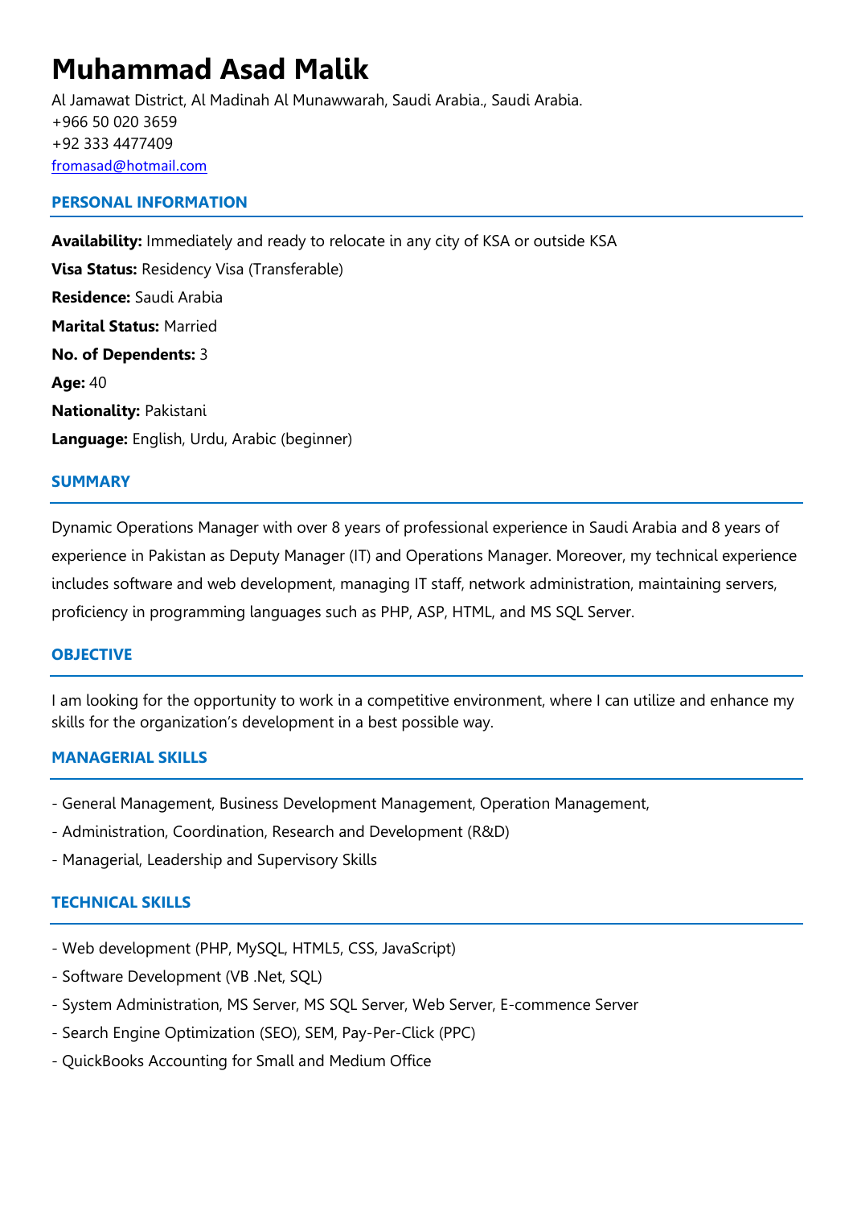# Muhammad Asad Malik

Al Jamawat District, Al Madinah Al Munawwarah, Saudi Arabia., Saudi Arabia.
+966 50 020 3659
+92 333 4477409
fromasad@hotmail.com

## PERSONAL INFORMATION

**Availability:** Immediately and ready to relocate in any city of KSA or outside KSA

**Visa Status:** Residency Visa (Transferable)

**Residence:** Saudi Arabia

**Marital Status:** Married

**No. of Dependents:** 3

**Age:** 40

**Nationality:** Pakistani

**Language:** English, Urdu, Arabic (beginner)

## SUMMARY

Dynamic Operations Manager with over 8 years of professional experience in Saudi Arabia and 8 years of experience in Pakistan as Deputy Manager (IT) and Operations Manager. Moreover, my technical experience includes software and web development, managing IT staff, network administration, maintaining servers, proficiency in programming languages such as PHP, ASP, HTML, and MS SQL Server.

## OBJECTIVE

I am looking for the opportunity to work in a competitive environment, where I can utilize and enhance my skills for the organization's development in a best possible way.

## MANAGERIAL SKILLS

- General Management, Business Development Management, Operation Management,
- Administration, Coordination, Research and Development (R&D)
- Managerial, Leadership and Supervisory Skills

## TECHNICAL SKILLS

- Web development (PHP, MySQL, HTML5, CSS, JavaScript)
- Software Development (VB .Net, SQL)
- System Administration, MS Server, MS SQL Server, Web Server, E-commence Server
- Search Engine Optimization (SEO), SEM, Pay-Per-Click (PPC)
- QuickBooks Accounting for Small and Medium Office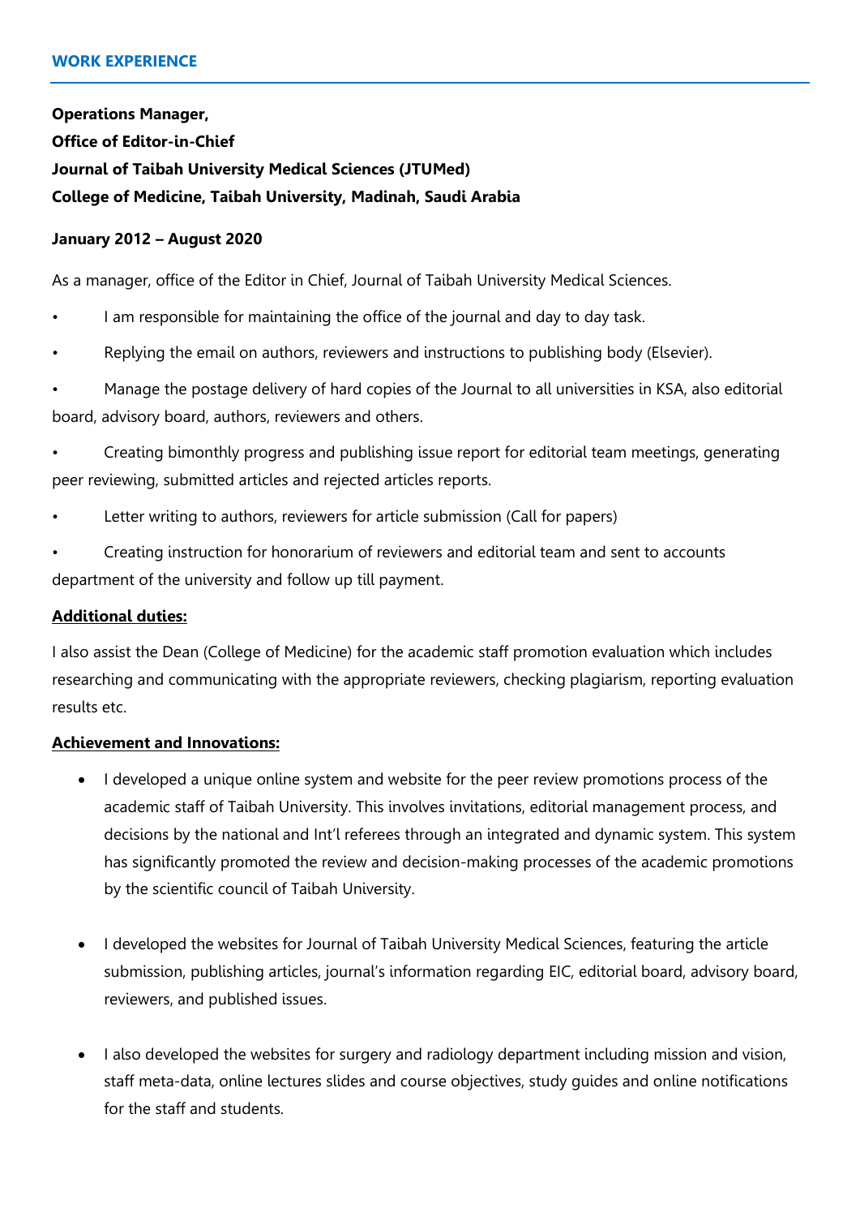## WORK EXPERIENCE

**Operations Manager,**
**Office of Editor-in-Chief**
**Journal of Taibah University Medical Sciences (JTUMed)**
**College of Medicine, Taibah University, Madinah, Saudi Arabia**

**January 2012 – August 2020**

As a manager, office of the Editor in Chief, Journal of Taibah University Medical Sciences.

- I am responsible for maintaining the office of the journal and day to day task.
- Replying the email on authors, reviewers and instructions to publishing body (Elsevier).
- Manage the postage delivery of hard copies of the Journal to all universities in KSA, also editorial board, advisory board, authors, reviewers and others.
- Creating bimonthly progress and publishing issue report for editorial team meetings, generating peer reviewing, submitted articles and rejected articles reports.
- Letter writing to authors, reviewers for article submission (Call for papers)
- Creating instruction for honorarium of reviewers and editorial team and sent to accounts department of the university and follow up till payment.

**<u>Additional duties:</u>**

I also assist the Dean (College of Medicine) for the academic staff promotion evaluation which includes researching and communicating with the appropriate reviewers, checking plagiarism, reporting evaluation results etc.

**<u>Achievement and Innovations:</u>**

- I developed a unique online system and website for the peer review promotions process of the academic staff of Taibah University. This involves invitations, editorial management process, and decisions by the national and Int'l referees through an integrated and dynamic system. This system has significantly promoted the review and decision-making processes of the academic promotions by the scientific council of Taibah University.

- I developed the websites for Journal of Taibah University Medical Sciences, featuring the article submission, publishing articles, journal's information regarding EIC, editorial board, advisory board, reviewers, and published issues.

- I also developed the websites for surgery and radiology department including mission and vision, staff meta-data, online lectures slides and course objectives, study guides and online notifications for the staff and students.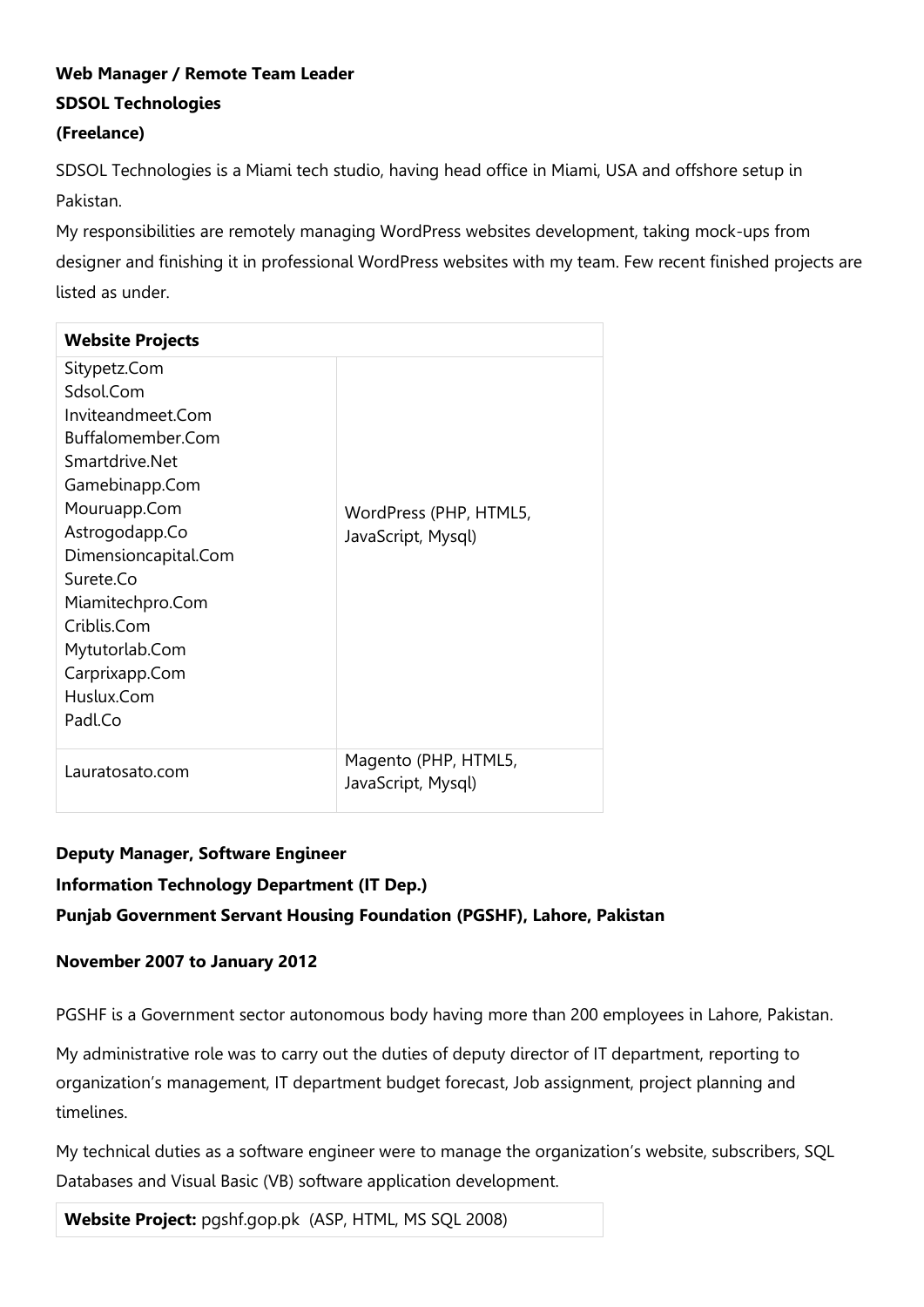**Web Manager / Remote Team Leader**

**SDSOL Technologies**

**(Freelance)**

SDSOL Technologies is a Miami tech studio, having head office in Miami, USA and offshore setup in Pakistan.

My responsibilities are remotely managing WordPress websites development, taking mock-ups from designer and finishing it in professional WordPress websites with my team. Few recent finished projects are listed as under.

| **Website Projects** | |
|---|---|
| Sitypetz.Com<br>Sdsol.Com<br>Inviteandmeet.Com<br>Buffalomember.Com<br>Smartdrive.Net<br>Gamebinapp.Com<br>Mouruapp.Com<br>Astrogodapp.Co<br>Dimensioncapital.Com<br>Surete.Co<br>Miamitechpro.Com<br>Criblis.Com<br>Mytutorlab.Com<br>Carprixapp.Com<br>Huslux.Com<br>Padl.Co | WordPress (PHP, HTML5, JavaScript, Mysql) |
| Lauratosato.com | Magento (PHP, HTML5, JavaScript, Mysql) |

**Deputy Manager, Software Engineer**

**Information Technology Department (IT Dep.)**

**Punjab Government Servant Housing Foundation (PGSHF), Lahore, Pakistan**

**November 2007 to January 2012**

PGSHF is a Government sector autonomous body having more than 200 employees in Lahore, Pakistan.

My administrative role was to carry out the duties of deputy director of IT department, reporting to organization's management, IT department budget forecast, Job assignment, project planning and timelines.

My technical duties as a software engineer were to manage the organization's website, subscribers, SQL Databases and Visual Basic (VB) software application development.

| **Website Project:** pgshf.gop.pk (ASP, HTML, MS SQL 2008) |
|---|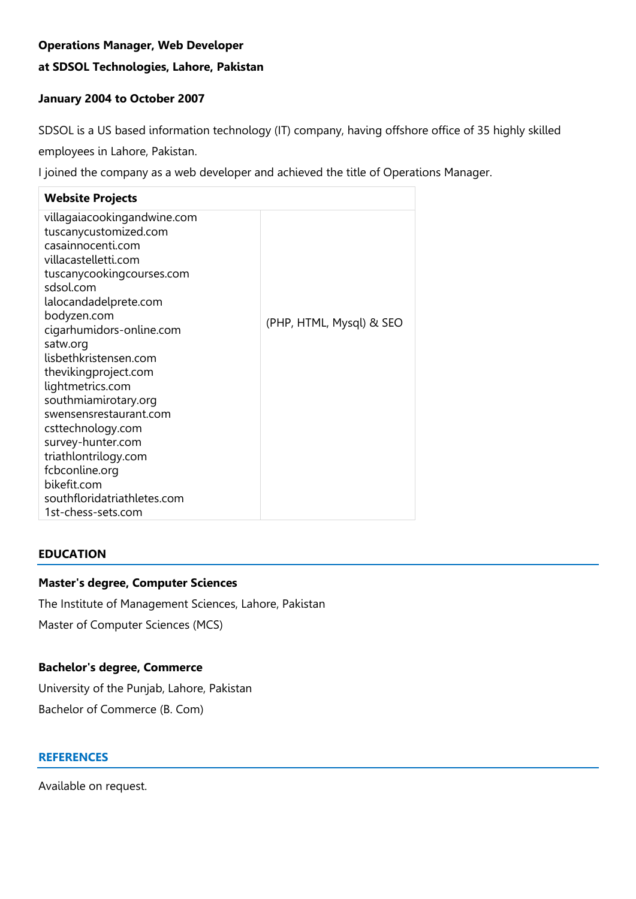**Operations Manager, Web Developer**

**at SDSOL Technologies, Lahore, Pakistan**

**January 2004 to October 2007**

SDSOL is a US based information technology (IT) company, having offshore office of 35 highly skilled employees in Lahore, Pakistan.

I joined the company as a web developer and achieved the title of Operations Manager.

| **Website Projects** | |
|---|---|
| villagaiacookingandwine.com<br>tuscanycustomized.com<br>casainnocenti.com<br>villacastelletti.com<br>tuscanycookingcourses.com<br>sdsol.com<br>lalocandadelprete.com<br>bodyzen.com<br>cigarhumidors-online.com<br>satw.org<br>lisbethkristensen.com<br>thevikingproject.com<br>lightmetrics.com<br>southmiamirotary.org<br>swensensrestaurant.com<br>csttechnology.com<br>survey-hunter.com<br>triathlontrilogy.com<br>fcbconline.org<br>bikefit.com<br>southfloridatriathletes.com<br>1st-chess-sets.com | (PHP, HTML, Mysql) & SEO |

## EDUCATION

**Master's degree, Computer Sciences**

The Institute of Management Sciences, Lahore, Pakistan

Master of Computer Sciences (MCS)

**Bachelor's degree, Commerce**

University of the Punjab, Lahore, Pakistan

Bachelor of Commerce (B. Com)

## REFERENCES

Available on request.